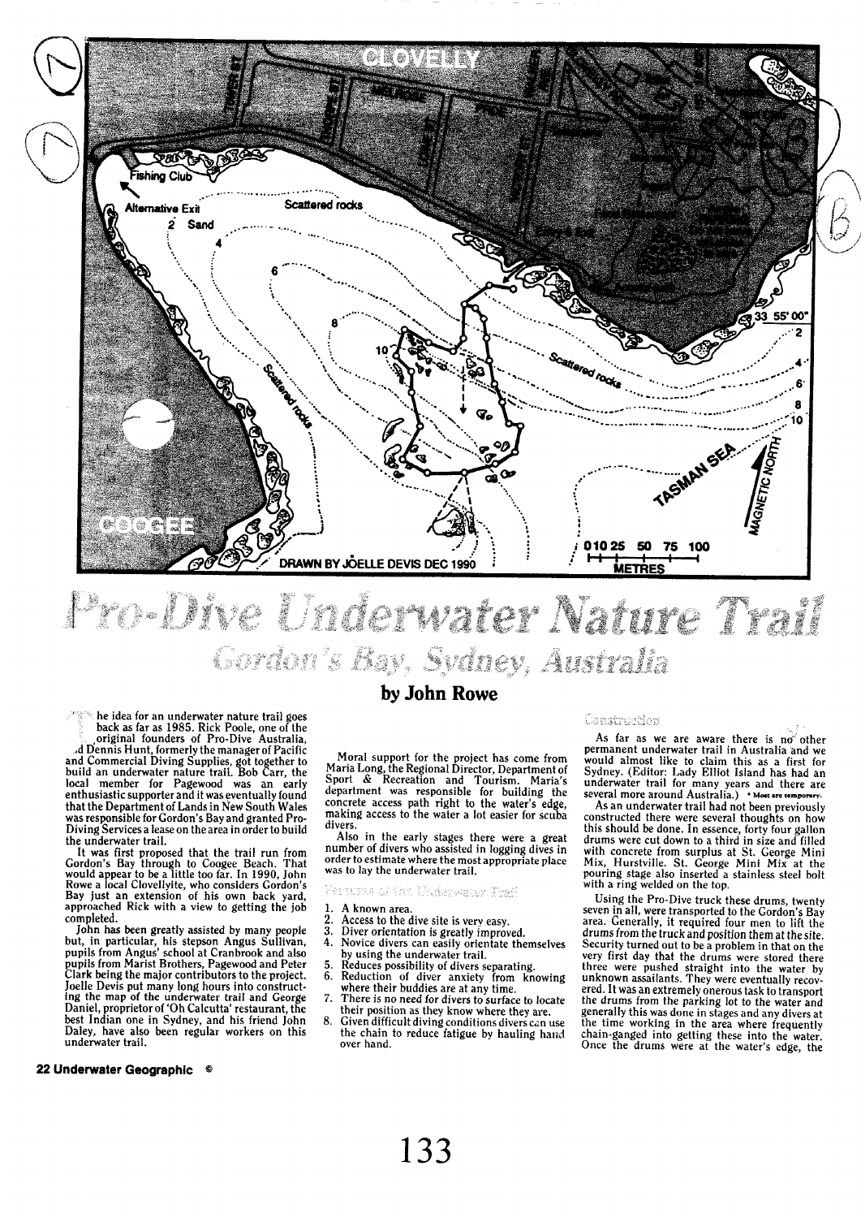CLOVELLY

Fishing Club

Alternative Exit

2 Sand

4

6

8

10

Scattered rocks

Scattered rocks

Scattered rocks

TASMAN SEA

MAGNETIC NORTH

33 55' 00"

2

4

6

8

10

COOGEE

DRAWN BY JÖELLE DEVIS DEC 1990

0 10 25 50 75 100

METRES

# Pro-Dive Underwater Nature Trail

## Gordon's Bay, Sydney, Australia

### by John Rowe

The idea for an underwater nature trail goes back as far as 1985. Rick Poole, one of the original founders of Pro-Dive Australia, and Dennis Hunt, formerly the manager of Pacific and Commercial Diving Supplies, got together to build an underwater nature trail. Bob Carr, the local member for Pagewood was an early enthusiastic supporter and it was eventually found that the Department of Lands in New South Wales was responsible for Gordon's Bay and granted Pro-Diving Services a lease on the area in order to build the underwater trail.

It was first proposed that the trail run from Gordon's Bay through to Coogee Beach. That would appear to be a little too far. In 1990, John Rowe a local Clovellyite, who considers Gordon's Bay just an extension of his own back yard, approached Rick with a view to getting the job completed.

John has been greatly assisted by many people but, in particular, his stepson Angus Sullivan, pupils from Angus' school at Cranbrook and also pupils from Marist Brothers, Pagewood and Peter Clark being the major contributors to the project. Joelle Devis put many long hours into constructing the map of the underwater trail and George Daniel, proprietor of 'Oh Calcutta' restaurant, the best Indian one in Sydney, and his friend John Daley, have also been regular workers on this underwater trail.

Moral support for the project has come from Maria Long, the Regional Director, Department of Sport & Recreation and Tourism. Maria's department was responsible for building the concrete access path right to the water's edge, making access to the water a lot easier for scuba divers.

Also in the early stages there were a great number of divers who assisted in logging dives in order to estimate where the most appropriate place was to lay the underwater trail.

#### Features of the Underwater Trail

1. A known area.
2. Access to the dive site is very easy.
3. Diver orientation is greatly improved.
4. Novice divers can easily orientate themselves by using the underwater trail.
5. Reduces possibility of divers separating.
6. Reduction of diver anxiety from knowing where their buddies are at any time.
7. There is no need for divers to surface to locate their position as they know where they are.
8. Given difficult diving conditions divers can use the chain to reduce fatigue by hauling hand over hand.

#### Construction

As far as we are aware there is no other permanent underwater trail in Australia and we would almost like to claim this as a first for Sydney. (Editor: Lady Elliot Island has had an underwater trail for many years and there are several more around Australia.) * Most are temporary.

As an underwater trail had not been previously constructed there were several thoughts on how this should be done. In essence, forty four gallon drums were cut down to a third in size and filled with concrete from surplus at St. George Mini Mix, Hurstville. St. George Mini Mix at the pouring stage also inserted a stainless steel bolt with a ring welded on the top.

Using the Pro-Dive truck these drums, twenty seven in all, were transported to the Gordon's Bay area. Generally, it required four men to lift the drums from the truck and position them at the site. Security turned out to be a problem in that on the very first day that the drums were stored there three were pushed straight into the water by unknown assailants. They were eventually recovered. It was an extremely onerous task to transport the drums from the parking lot to the water and generally this was done in stages and any divers at the time working in the area where frequently chain-ganged into getting these into the water. Once the drums were at the water's edge, the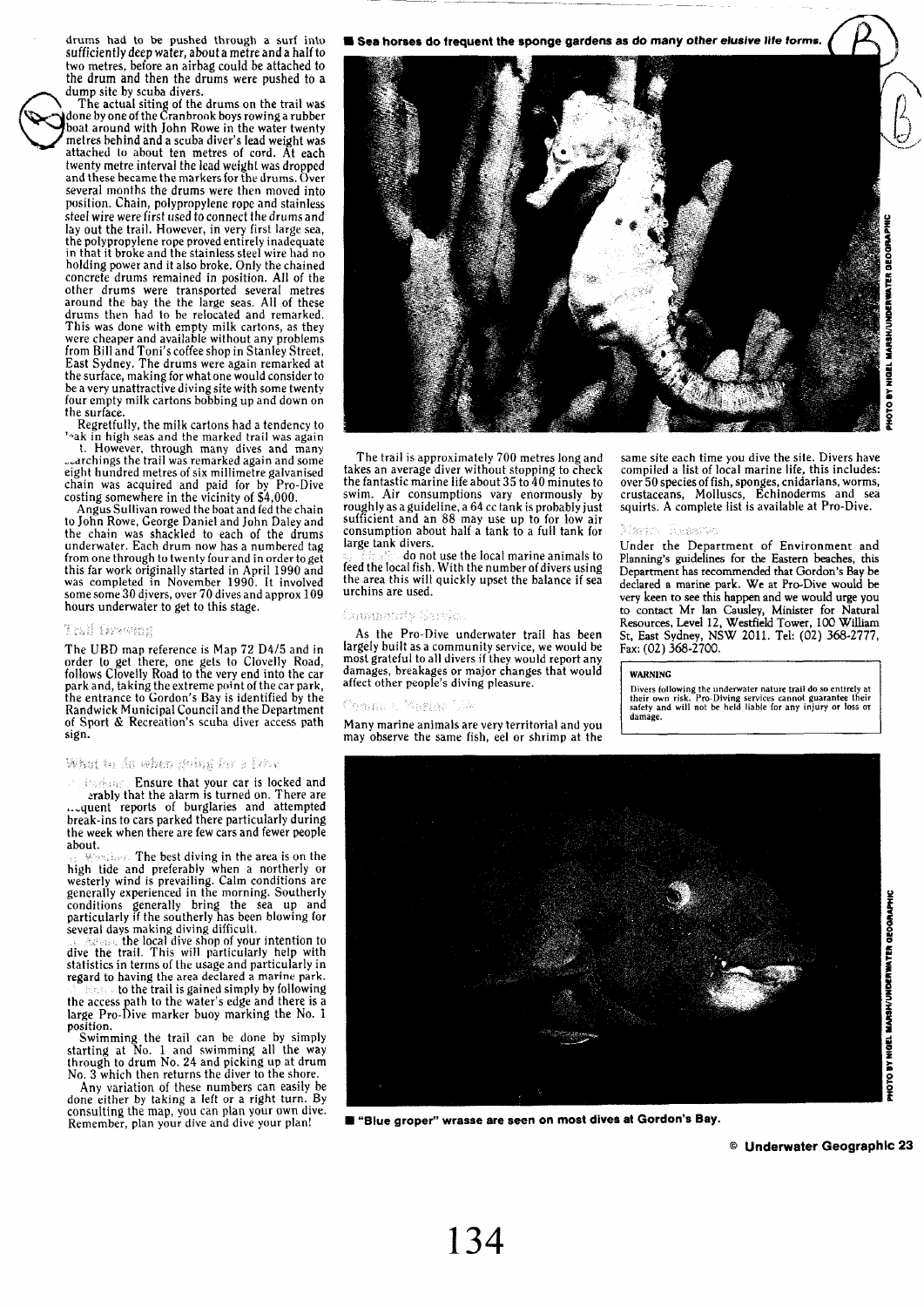drums had to be pushed through a surf into sufficiently deep water, about a metre and a half to two metres, before an airbag could be attached to the drum and then the drums were pushed to a dump site by scuba divers.

The actual siting of the drums on the trail was done by one of the Cranbrook boys rowing a rubber boat around with John Rowe in the water twenty metres behind and a scuba diver's lead weight was attached to about ten metres of cord. At each twenty metre interval the lead weight was dropped and these became the markers for the drums. Over several months the drums were then moved into position. Chain, polypropylene rope and stainless steel wire were first used to connect the drums and lay out the trail. However, in very first large sea, the polypropylene rope proved entirely inadequate in that it broke and the stainless steel wire had no holding power and it also broke. Only the chained concrete drums remained in position. All of the other drums were transported several metres around the bay the the large seas. All of these drums then had to be relocated and remarked. This was done with empty milk cartons, as they were cheaper and available without any problems from Bill and Toni's coffee shop in Stanley Street, East Sydney. The drums were again remarked at the surface, making for what one would consider to be a very unattractive diving site with some twenty four empty milk cartons bobbing up and down on the surface.

Regretfully, the milk cartons had a tendency to 'eak in high seas and the marked trail was again t. However, through many dives and many searchings the trail was remarked again and some eight hundred metres of six millimetre galvanised chain was acquired and paid for by Pro-Dive costing somewhere in the vicinity of $4,000.

Angus Sullivan rowed the boat and fed the chain to John Rowe, George Daniel and John Daley and the chain was shackled to each of the drums underwater. Each drum now has a numbered tag from one through to twenty four and in order to get this far work originally started in April 1990 and was completed in November 1990. It involved some some 30 divers, over 70 dives and approx 109 hours underwater to get to this stage.

### Trail Directions

The UBD map reference is Map 72 D4/5 and in order to get there, one gets to Clovelly Road, follows Clovelly Road to the very end into the car park and, taking the extreme point of the car park, the entrance to Gordon's Bay is identified by the Randwick Municipal Council and the Department of Sport & Recreation's scuba diver access path sign.

### What to do when going for a Dive

Parking: Ensure that your car is locked and erably that the alarm is turned on. There are quent reports of burglaries and attempted break-ins to cars parked there particularly during the week when there are few cars and fewer people about.

Weather: The best diving in the area is on the high tide and preferably when a northerly or westerly wind is prevailing. Calm conditions are generally experienced in the morning. Southerly conditions generally bring the sea up and particularly if the southerly has been blowing for several days making diving difficult.

Advise the local dive shop of your intention to dive the trail. This will particularly help with statistics in terms of the usage and particularly in regard to having the area declared a marine park.

Access to the trail is gained simply by following the access path to the water's edge and there is a large Pro-Dive marker buoy marking the No. 1 position.

Swimming the trail can be done by simply starting at No. 1 and swimming all the way through to drum No. 24 and picking up at drum No. 3 which then returns the diver to the shore.

Any variation of these numbers can easily be done either by taking a left or a right turn. By consulting the map, you can plan your own dive. Remember, plan your dive and dive your plan!

**Sea horses do frequent the sponge gardens as do many other elusive life forms.**

PHOTO BY NIGEL MARSH/UNDERWATER GEOGRAPHIC

The trail is approximately 700 metres long and takes an average diver without stopping to check the fantastic marine life about 35 to 40 minutes to swim. Air consumptions vary enormously by roughly as a guideline, a 64 cc tank is probably just sufficient and an 88 may use up to for low air consumption about half a tank to a full tank for large tank divers.

Please do not use the local marine animals to feed the local fish. With the number of divers using the area this will quickly upset the balance if sea urchins are used.

### Community Service

As the Pro-Dive underwater trail has been largely built as a community service, we would be most grateful to all divers if they would report any damages, breakages or major changes that would affect other people's diving pleasure.

### Common Marine Life

Many marine animals are very territorial and you may observe the same fish, eel or shrimp at the same site each time you dive the site. Divers have compiled a list of local marine life, this includes: over 50 species of fish, sponges, cnidarians, worms, crustaceans, Molluscs, Echinoderms and sea squirts. A complete list is available at Pro-Dive.

### Marine Reserve

Under the Department of Environment and Planning's guidelines for the Eastern beaches, this Department has recommended that Gordon's Bay be declared a marine park. We at Pro-Dive would be very keen to see this happen and we would urge you to contact Mr Ian Causley, Minister for Natural Resources, Level 12, Westfield Tower, 100 William St, East Sydney, NSW 2011. Tel: (02) 368-2777, Fax: (02) 368-2700.

**WARNING**

Divers following the underwater nature trail do so entirely at their own risk. Pro-Diving services cannot guarantee their safety and will not be held liable for any injury or loss or damage.

**"Blue groper" wrasse are seen on most dives at Gordon's Bay.**

PHOTO BY NIGEL MARSH/UNDERWATER GEOGRAPHIC

© Underwater Geographic 23